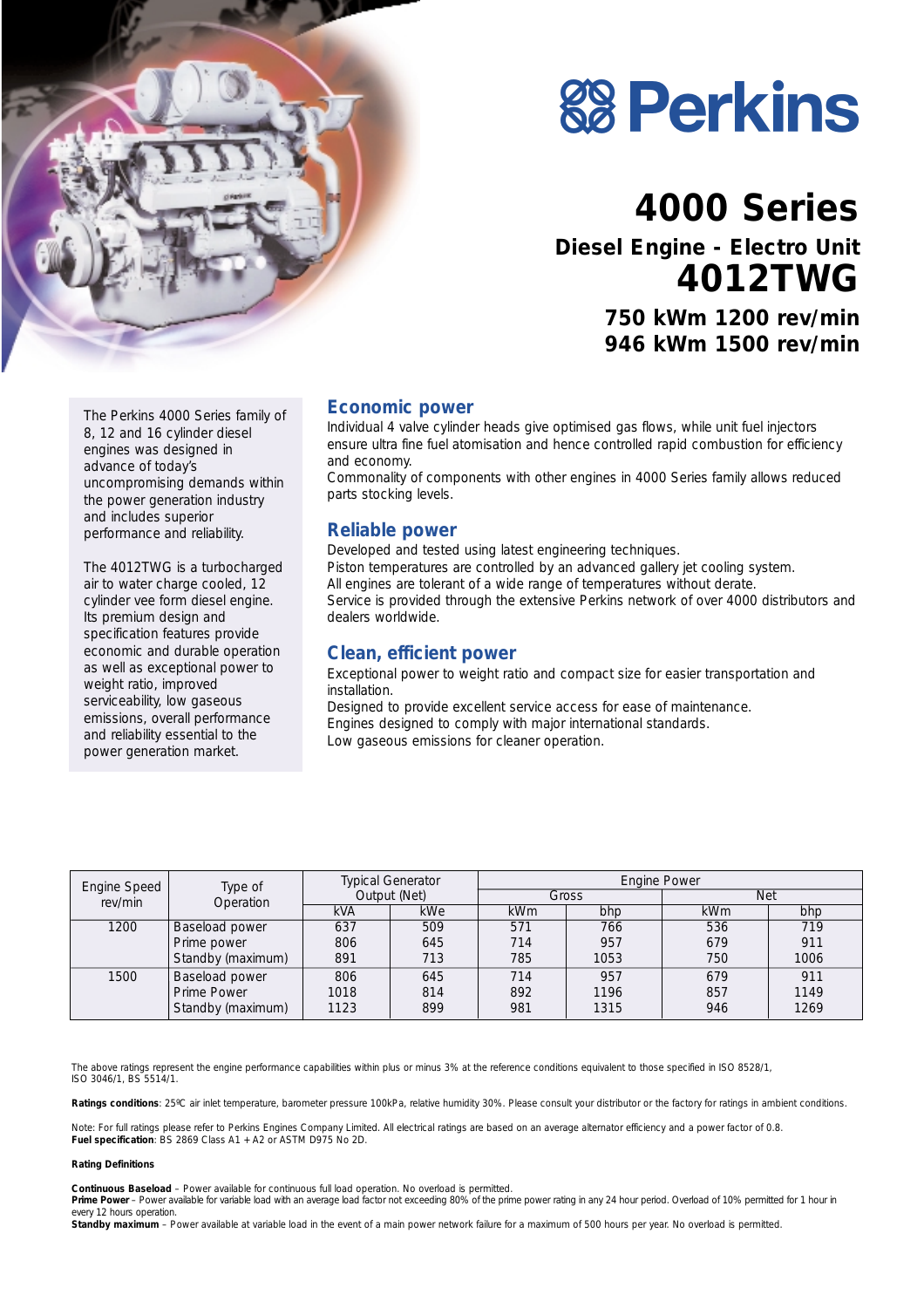# Perkins

# 4000 Series

## Diesel Engine - Electro Unit

## 4012TWG

### 750 kWm 1200 rev/min
### 946 kWm 1500 rev/min

The Perkins 4000 Series family of 8, 12 and 16 cylinder diesel engines was designed in advance of today's uncompromising demands within the power generation industry and includes superior performance and reliability.

The 4012TWG is a turbocharged air to water charge cooled, 12 cylinder vee form diesel engine. Its premium design and specification features provide economic and durable operation as well as exceptional power to weight ratio, improved serviceability, low gaseous emissions, overall performance and reliability essential to the power generation market.

## Economic power

Individual 4 valve cylinder heads give optimised gas flows, while unit fuel injectors ensure ultra fine fuel atomisation and hence controlled rapid combustion for efficiency and economy.
Commonality of components with other engines in 4000 Series family allows reduced parts stocking levels.

## Reliable power

Developed and tested using latest engineering techniques.
Piston temperatures are controlled by an advanced gallery jet cooling system.
All engines are tolerant of a wide range of temperatures without derate.
Service is provided through the extensive Perkins network of over 4000 distributors and dealers worldwide.

## Clean, efficient power

Exceptional power to weight ratio and compact size for easier transportation and installation.
Designed to provide excellent service access for ease of maintenance.
Engines designed to comply with major international standards.
Low gaseous emissions for cleaner operation.

| Engine Speed rev/min | Type of Operation | Typical Generator Output (Net) | | Engine Power | | | |
|---|---|---|---|---|---|---|---|
| | | | | Gross | | Net | |
| | | kVA | kWe | kWm | bhp | kWm | bhp |
| 1200 | Baseload power | 637 | 509 | 571 | 766 | 536 | 719 |
| | Prime power | 806 | 645 | 714 | 957 | 679 | 911 |
| | Standby (maximum) | 891 | 713 | 785 | 1053 | 750 | 1006 |
| 1500 | Baseload power | 806 | 645 | 714 | 957 | 679 | 911 |
| | Prime Power | 1018 | 814 | 892 | 1196 | 857 | 1149 |
| | Standby (maximum) | 1123 | 899 | 981 | 1315 | 946 | 1269 |

The above ratings represent the engine performance capabilities within plus or minus 3% at the reference conditions equivalent to those specified in ISO 8528/1, ISO 3046/1, BS 5514/1.

**Ratings conditions**: 25ºC air inlet temperature, barometer pressure 100kPa, relative humidity 30%. Please consult your distributor or the factory for ratings in ambient conditions.

Note: For full ratings please refer to Perkins Engines Company Limited. All electrical ratings are based on an average alternator efficiency and a power factor of 0.8.
**Fuel specification**: BS 2869 Class A1 + A2 or ASTM D975 No 2D.

**Rating Definitions**

**Continuous Baseload** – Power available for continuous full load operation. No overload is permitted.
**Prime Power** – Power available for variable load with an average load factor not exceeding 80% of the prime power rating in any 24 hour period. Overload of 10% permitted for 1 hour in every 12 hours operation.
**Standby maximum** – Power available at variable load in the event of a main power network failure for a maximum of 500 hours per year. No overload is permitted.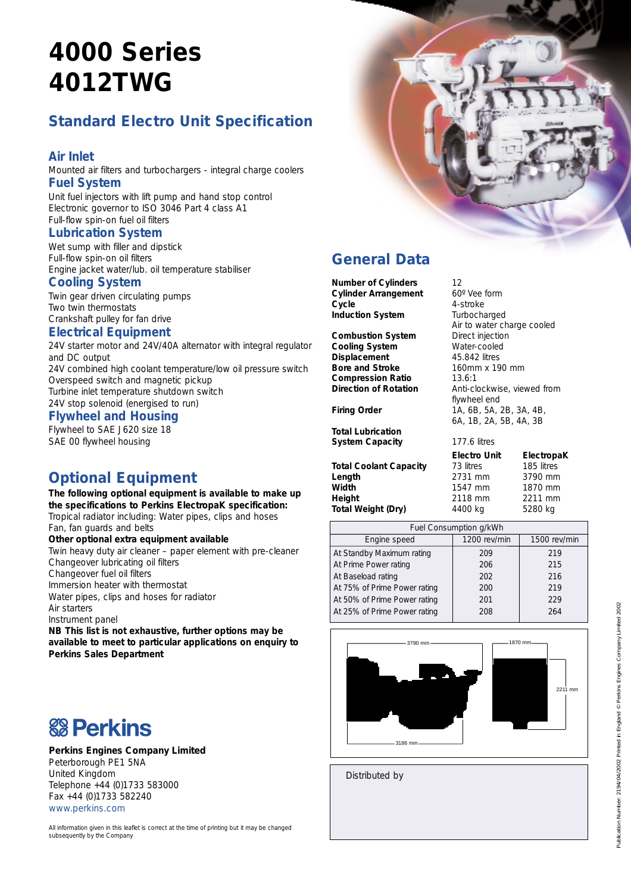# 4000 Series 4012TWG

## Standard Electro Unit Specification

### Air Inlet

Mounted air filters and turbochargers - integral charge coolers

### Fuel System

Unit fuel injectors with lift pump and hand stop control
Electronic governor to ISO 3046 Part 4 class A1
Full-flow spin-on fuel oil filters

### Lubrication System

Wet sump with filler and dipstick
Full-flow spin-on oil filters
Engine jacket water/lub. oil temperature stabiliser

### Cooling System

Twin gear driven circulating pumps
Two twin thermostats
Crankshaft pulley for fan drive

### Electrical Equipment

24V starter motor and 24V/40A alternator with integral regulator and DC output
24V combined high coolant temperature/low oil pressure switch
Overspeed switch and magnetic pickup
Turbine inlet temperature shutdown switch
24V stop solenoid (energised to run)

### Flywheel and Housing

Flywheel to SAE J620 size 18
SAE 00 flywheel housing

## Optional Equipment

**The following optional equipment is available to make up the specifications to Perkins ElectropaK specification:**
Tropical radiator including: Water pipes, clips and hoses
Fan, fan guards and belts

**Other optional extra equipment available**
Twin heavy duty air cleaner – paper element with pre-cleaner
Changeover lubricating oil filters
Changeover fuel oil filters
Immersion heater with thermostat
Water pipes, clips and hoses for radiator
Air starters
Instrument panel

**NB This list is not exhaustive, further options may be available to meet to particular applications on enquiry to Perkins Sales Department**

## General Data

| | |
|---|---|
| **Number of Cylinders** | 12 |
| **Cylinder Arrangement** | 60º Vee form |
| **Cycle** | 4-stroke |
| **Induction System** | Turbocharged<br>Air to water charge cooled |
| **Combustion System** | Direct injection |
| **Cooling System** | Water-cooled |
| **Displacement** | 45.842 litres |
| **Bore and Stroke** | 160mm x 190 mm |
| **Compression Ratio** | 13.6:1 |
| **Direction of Rotation** | Anti-clockwise, viewed from flywheel end |
| **Firing Order** | 1A, 6B, 5A, 2B, 3A, 4B, 6A, 1B, 2A, 5B, 4A, 3B |
| **Total Lubrication System Capacity** | 177.6 litres |

| | Electro Unit | ElectropaK |
|---|---|---|
| **Total Coolant Capacity** | 73 litres | 185 litres |
| **Length** | 2731 mm | 3790 mm |
| **Width** | 1547 mm | 1870 mm |
| **Height** | 2118 mm | 2211 mm |
| **Total Weight (Dry)** | 4400 kg | 5280 kg |

| Fuel Consumption g/kWh | | |
|---|---|---|
| Engine speed | 1200 rev/min | 1500 rev/min |
| At Standby Maximum rating | 209 | 219 |
| At Prime Power rating | 206 | 215 |
| At Baseload rating | 202 | 216 |
| At 75% of Prime Power rating | 200 | 219 |
| At 50% of Prime Power rating | 201 | 229 |
| At 25% of Prime Power rating | 208 | 264 |

3790 mm
1870 mm
2211 mm
3186 mm

Distributed by

**Perkins Engines Company Limited**
Peterborough PE1 5NA
United Kingdom
Telephone +44 (0)1733 583000
Fax +44 (0)1733 582240
www.perkins.com

All information given in this leaflet is correct at the time of printing but it may be changed subsequently by the Company

Publication Number: 2194/04/2002 Printed in England © Perkins Engines Company Limited 2002